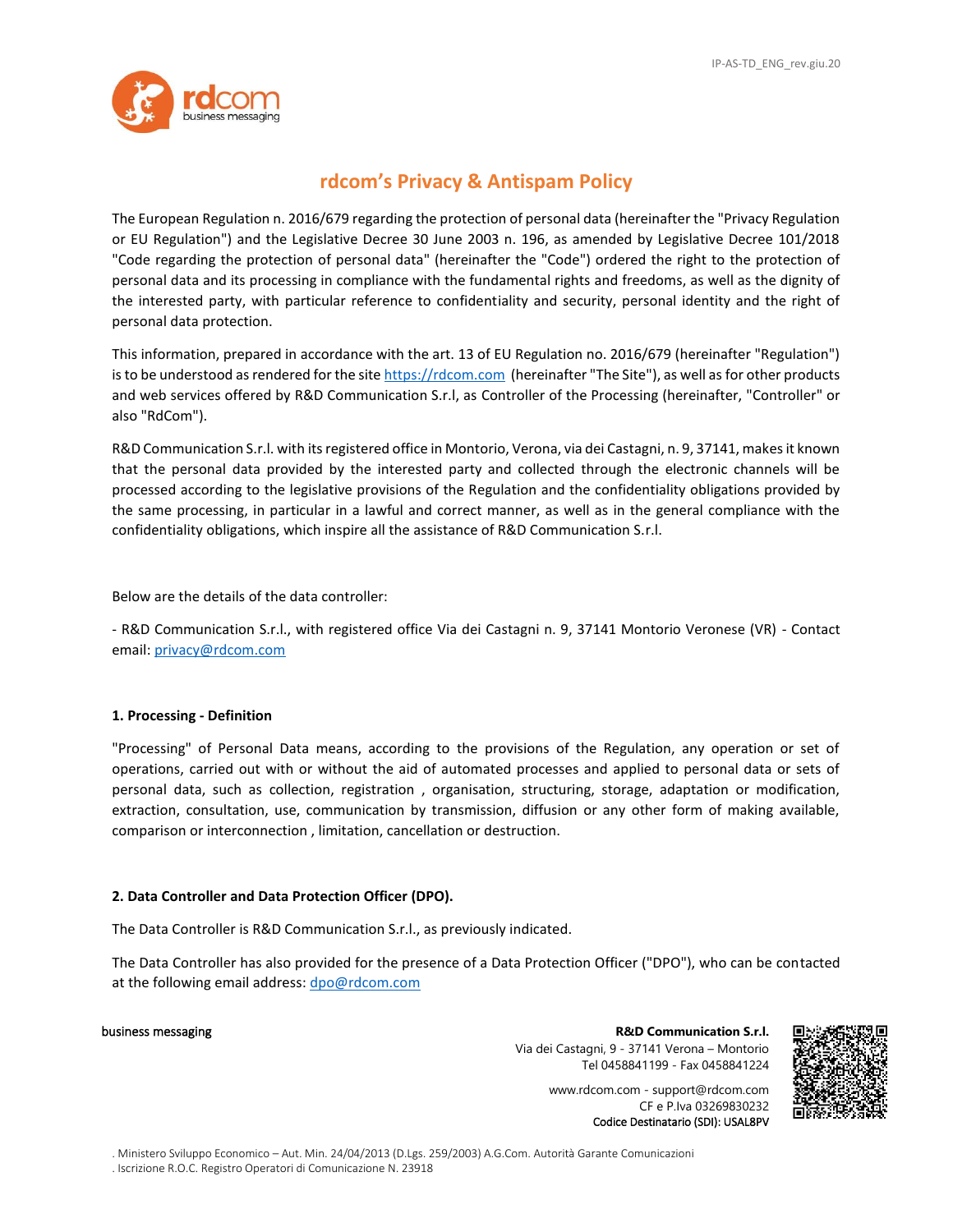# rdcom's Privacy & Antispam Policy

The European Regulation n. 2016/679 regarding the protection of personal data (hereinafter the "Privacy Regulation or EU Regulation") and the Legislative Decree 30 June 2003 n. 196, as amended by Legislative Decree 101/2018 "Code regarding the protection of personal data" (hereinafter the "Code") ordered the right to the protection of personal data and its processing in compliance with the fundamental rights and freedoms, as well as the dignity of the interested party, with particular reference to confidentiality and security, personal identity and the right of personal data protection.

This information, prepared in accordance with the art. 13 of EU Regulation no. 2016/679 (hereinafter "Regulation") is to be understood as rendered for the site https://rdcom.com (hereinafter "The Site"), as well as for other products and web services offered by R&D Communication S.r.l, as Controller of the Processing (hereinafter, "Controller" or also "RdCom").

R&D Communication S.r.l. with its registered office in Montorio, Verona, via dei Castagni, n. 9, 37141, makes it known that the personal data provided by the interested party and collected through the electronic channels will be processed according to the legislative provisions of the Regulation and the confidentiality obligations provided by the same processing, in particular in a lawful and correct manner, as well as in the general compliance with the confidentiality obligations, which inspire all the assistance of R&D Communication S.r.l.

Below are the details of the data controller:

- R&D Communication S.r.l., with registered office Via dei Castagni n. 9, 37141 Montorio Veronese (VR) - Contact email: privacy@rdcom.com

## 1. Processing - Definition

"Processing" of Personal Data means, according to the provisions of the Regulation, any operation or set of operations, carried out with or without the aid of automated processes and applied to personal data or sets of personal data, such as collection, registration , organisation, structuring, storage, adaptation or modification, extraction, consultation, use, communication by transmission, diffusion or any other form of making available, comparison or interconnection , limitation, cancellation or destruction.

## 2. Data Controller and Data Protection Officer (DPO).

The Data Controller is R&D Communication S.r.l., as previously indicated.

The Data Controller has also provided for the presence of a Data Protection Officer ("DPO"), who can be contacted at the following email address: dpo@rdcom.com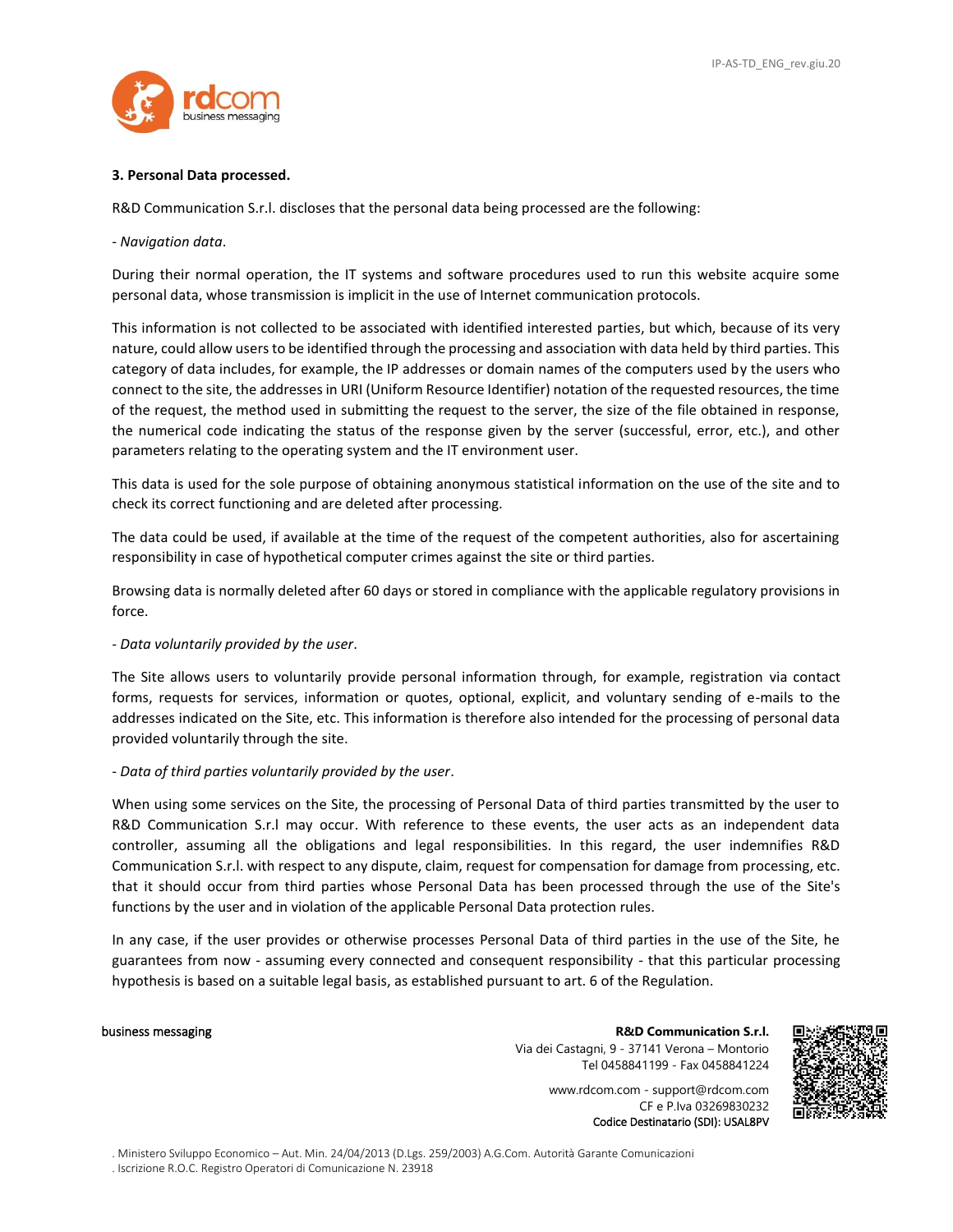### 3. Personal Data processed.

R&D Communication S.r.l. discloses that the personal data being processed are the following:

- *Navigation data*.

During their normal operation, the IT systems and software procedures used to run this website acquire some personal data, whose transmission is implicit in the use of Internet communication protocols.

This information is not collected to be associated with identified interested parties, but which, because of its very nature, could allow users to be identified through the processing and association with data held by third parties. This category of data includes, for example, the IP addresses or domain names of the computers used by the users who connect to the site, the addresses in URI (Uniform Resource Identifier) notation of the requested resources, the time of the request, the method used in submitting the request to the server, the size of the file obtained in response, the numerical code indicating the status of the response given by the server (successful, error, etc.), and other parameters relating to the operating system and the IT environment user.

This data is used for the sole purpose of obtaining anonymous statistical information on the use of the site and to check its correct functioning and are deleted after processing.

The data could be used, if available at the time of the request of the competent authorities, also for ascertaining responsibility in case of hypothetical computer crimes against the site or third parties.

Browsing data is normally deleted after 60 days or stored in compliance with the applicable regulatory provisions in force.

- *Data voluntarily provided by the user*.

The Site allows users to voluntarily provide personal information through, for example, registration via contact forms, requests for services, information or quotes, optional, explicit, and voluntary sending of e-mails to the addresses indicated on the Site, etc. This information is therefore also intended for the processing of personal data provided voluntarily through the site.

- *Data of third parties voluntarily provided by the user*.

When using some services on the Site, the processing of Personal Data of third parties transmitted by the user to R&D Communication S.r.l may occur. With reference to these events, the user acts as an independent data controller, assuming all the obligations and legal responsibilities. In this regard, the user indemnifies R&D Communication S.r.l. with respect to any dispute, claim, request for compensation for damage from processing, etc. that it should occur from third parties whose Personal Data has been processed through the use of the Site's functions by the user and in violation of the applicable Personal Data protection rules.

In any case, if the user provides or otherwise processes Personal Data of third parties in the use of the Site, he guarantees from now - assuming every connected and consequent responsibility - that this particular processing hypothesis is based on a suitable legal basis, as established pursuant to art. 6 of the Regulation.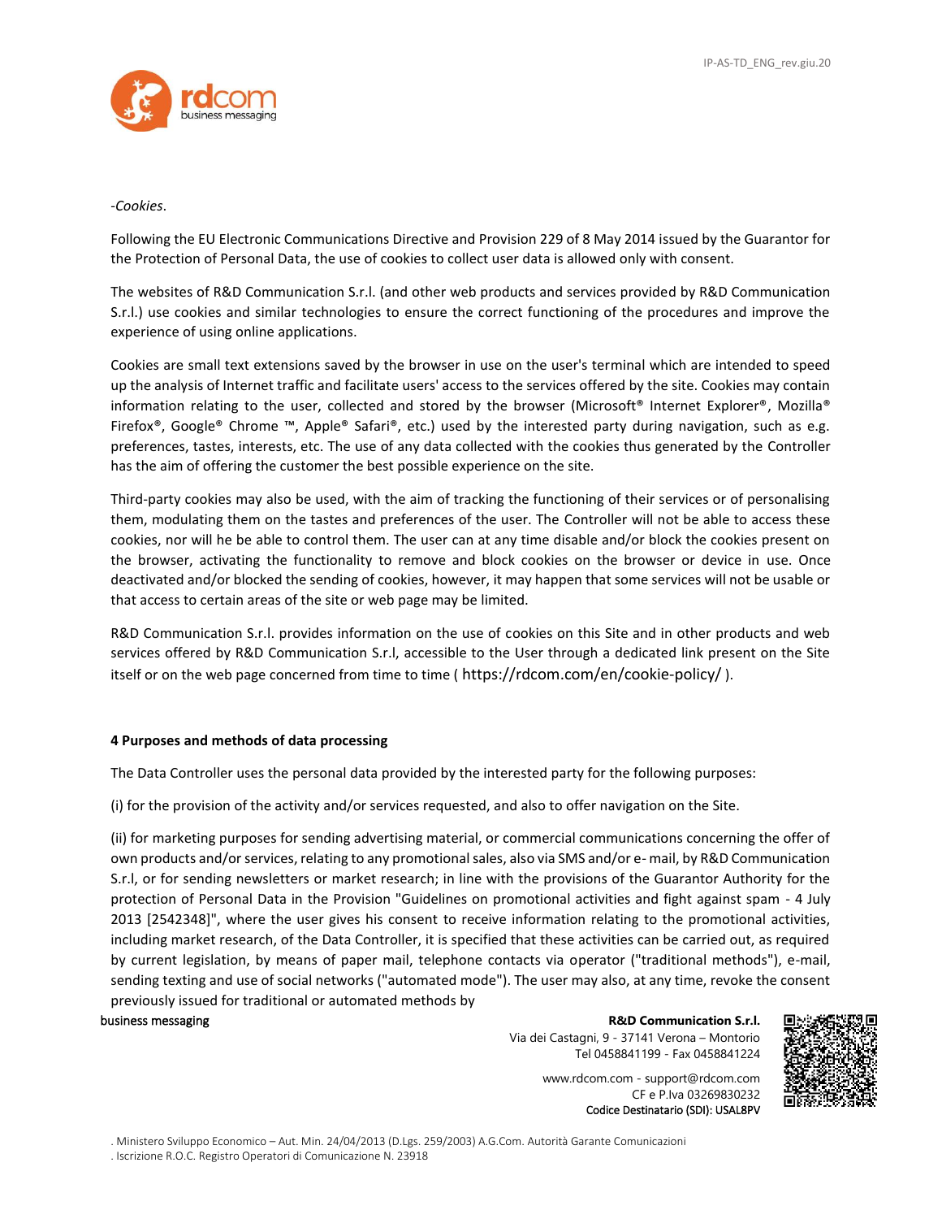*-Cookies*.

Following the EU Electronic Communications Directive and Provision 229 of 8 May 2014 issued by the Guarantor for the Protection of Personal Data, the use of cookies to collect user data is allowed only with consent.

The websites of R&D Communication S.r.l. (and other web products and services provided by R&D Communication S.r.l.) use cookies and similar technologies to ensure the correct functioning of the procedures and improve the experience of using online applications.

Cookies are small text extensions saved by the browser in use on the user's terminal which are intended to speed up the analysis of Internet traffic and facilitate users' access to the services offered by the site. Cookies may contain information relating to the user, collected and stored by the browser (Microsoft® Internet Explorer®, Mozilla® Firefox®, Google® Chrome ™, Apple® Safari®, etc.) used by the interested party during navigation, such as e.g. preferences, tastes, interests, etc. The use of any data collected with the cookies thus generated by the Controller has the aim of offering the customer the best possible experience on the site.

Third-party cookies may also be used, with the aim of tracking the functioning of their services or of personalising them, modulating them on the tastes and preferences of the user. The Controller will not be able to access these cookies, nor will he be able to control them. The user can at any time disable and/or block the cookies present on the browser, activating the functionality to remove and block cookies on the browser or device in use. Once deactivated and/or blocked the sending of cookies, however, it may happen that some services will not be usable or that access to certain areas of the site or web page may be limited.

R&D Communication S.r.l. provides information on the use of cookies on this Site and in other products and web services offered by R&D Communication S.r.l, accessible to the User through a dedicated link present on the Site itself or on the web page concerned from time to time ( https://rdcom.com/en/cookie-policy/ ).

**4 Purposes and methods of data processing**

The Data Controller uses the personal data provided by the interested party for the following purposes:

(i) for the provision of the activity and/or services requested, and also to offer navigation on the Site.

(ii) for marketing purposes for sending advertising material, or commercial communications concerning the offer of own products and/or services, relating to any promotional sales, also via SMS and/or e- mail, by R&D Communication S.r.l, or for sending newsletters or market research; in line with the provisions of the Guarantor Authority for the protection of Personal Data in the Provision "Guidelines on promotional activities and fight against spam - 4 July 2013 [2542348]", where the user gives his consent to receive information relating to the promotional activities, including market research, of the Data Controller, it is specified that these activities can be carried out, as required by current legislation, by means of paper mail, telephone contacts via operator ("traditional methods"), e-mail, sending texting and use of social networks ("automated mode"). The user may also, at any time, revoke the consent previously issued for traditional or automated methods by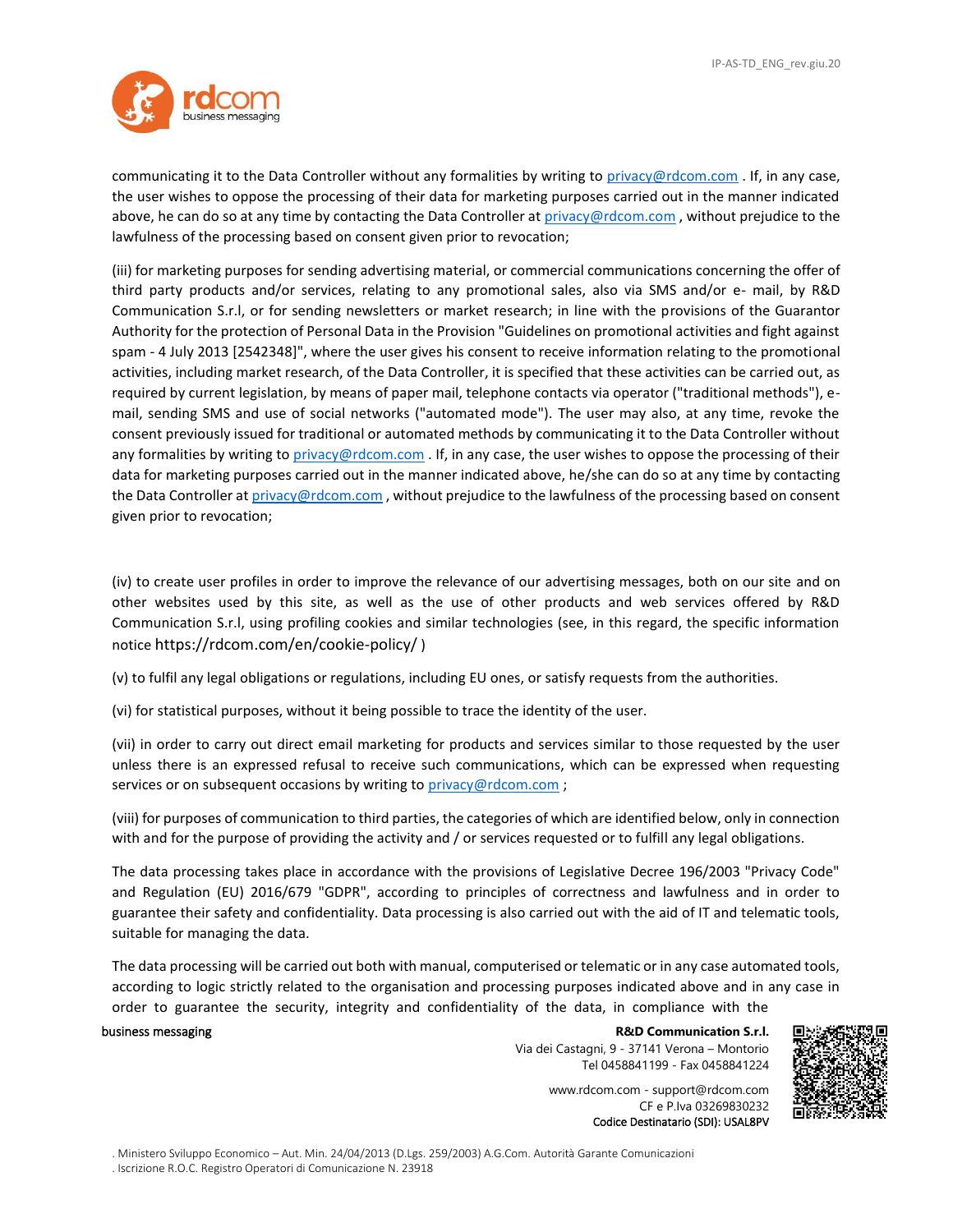communicating it to the Data Controller without any formalities by writing to privacy@rdcom.com . If, in any case, the user wishes to oppose the processing of their data for marketing purposes carried out in the manner indicated above, he can do so at any time by contacting the Data Controller at privacy@rdcom.com , without prejudice to the lawfulness of the processing based on consent given prior to revocation;

(iii) for marketing purposes for sending advertising material, or commercial communications concerning the offer of third party products and/or services, relating to any promotional sales, also via SMS and/or e- mail, by R&D Communication S.r.l, or for sending newsletters or market research; in line with the provisions of the Guarantor Authority for the protection of Personal Data in the Provision "Guidelines on promotional activities and fight against spam - 4 July 2013 [2542348]", where the user gives his consent to receive information relating to the promotional activities, including market research, of the Data Controller, it is specified that these activities can be carried out, as required by current legislation, by means of paper mail, telephone contacts via operator ("traditional methods"), e-mail, sending SMS and use of social networks ("automated mode"). The user may also, at any time, revoke the consent previously issued for traditional or automated methods by communicating it to the Data Controller without any formalities by writing to privacy@rdcom.com . If, in any case, the user wishes to oppose the processing of their data for marketing purposes carried out in the manner indicated above, he/she can do so at any time by contacting the Data Controller at privacy@rdcom.com , without prejudice to the lawfulness of the processing based on consent given prior to revocation;

(iv) to create user profiles in order to improve the relevance of our advertising messages, both on our site and on other websites used by this site, as well as the use of other products and web services offered by R&D Communication S.r.l, using profiling cookies and similar technologies (see, in this regard, the specific information notice https://rdcom.com/en/cookie-policy/ )

(v) to fulfil any legal obligations or regulations, including EU ones, or satisfy requests from the authorities.

(vi) for statistical purposes, without it being possible to trace the identity of the user.

(vii) in order to carry out direct email marketing for products and services similar to those requested by the user unless there is an expressed refusal to receive such communications, which can be expressed when requesting services or on subsequent occasions by writing to privacy@rdcom.com ;

(viii) for purposes of communication to third parties, the categories of which are identified below, only in connection with and for the purpose of providing the activity and / or services requested or to fulfill any legal obligations.

The data processing takes place in accordance with the provisions of Legislative Decree 196/2003 "Privacy Code" and Regulation (EU) 2016/679 "GDPR", according to principles of correctness and lawfulness and in order to guarantee their safety and confidentiality. Data processing is also carried out with the aid of IT and telematic tools, suitable for managing the data.

The data processing will be carried out both with manual, computerised or telematic or in any case automated tools, according to logic strictly related to the organisation and processing purposes indicated above and in any case in order to guarantee the security, integrity and confidentiality of the data, in compliance with the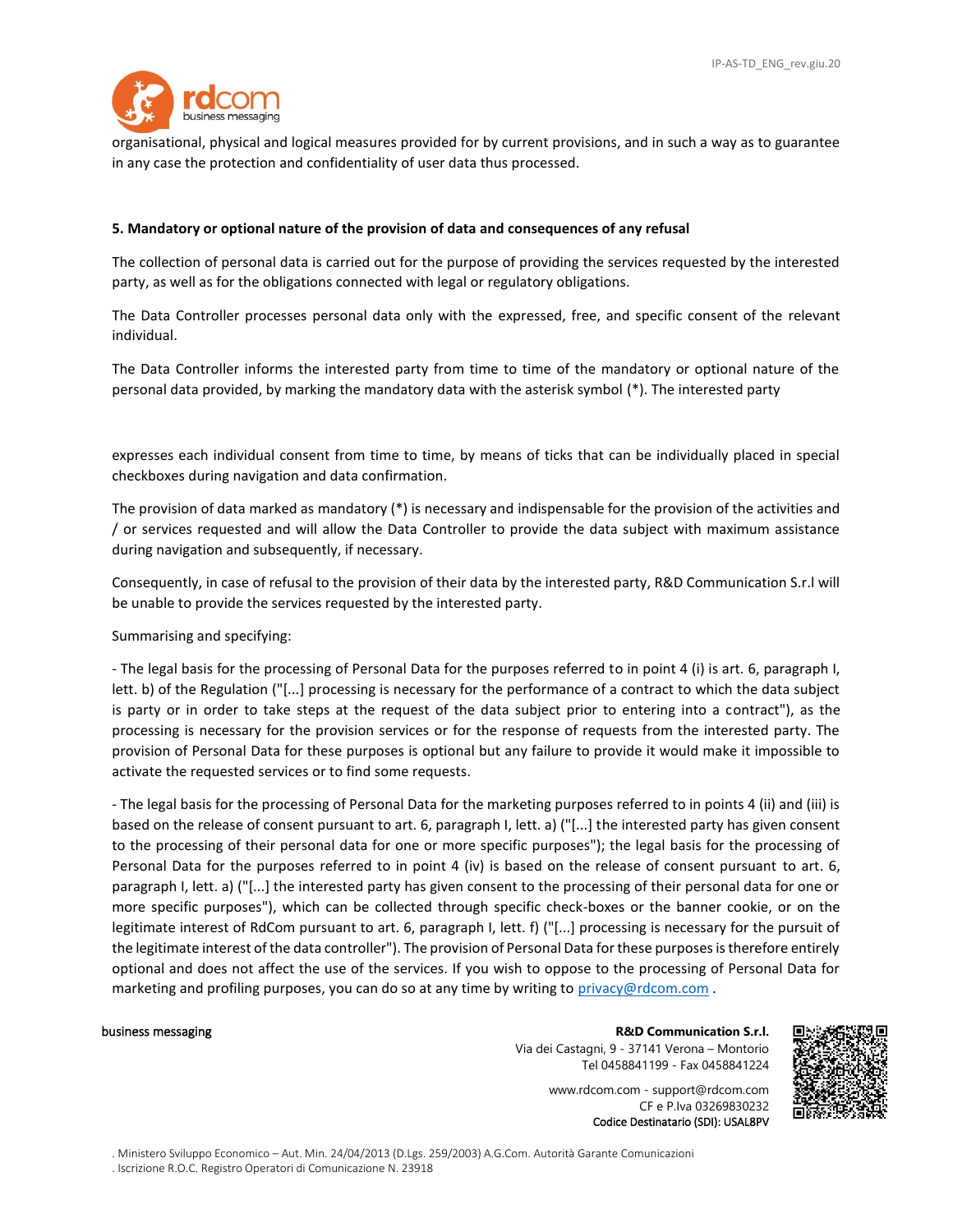organisational, physical and logical measures provided for by current provisions, and in such a way as to guarantee in any case the protection and confidentiality of user data thus processed.

**5. Mandatory or optional nature of the provision of data and consequences of any refusal**

The collection of personal data is carried out for the purpose of providing the services requested by the interested party, as well as for the obligations connected with legal or regulatory obligations.

The Data Controller processes personal data only with the expressed, free, and specific consent of the relevant individual.

The Data Controller informs the interested party from time to time of the mandatory or optional nature of the personal data provided, by marking the mandatory data with the asterisk symbol (*). The interested party expresses each individual consent from time to time, by means of ticks that can be individually placed in special checkboxes during navigation and data confirmation.

The provision of data marked as mandatory (*) is necessary and indispensable for the provision of the activities and / or services requested and will allow the Data Controller to provide the data subject with maximum assistance during navigation and subsequently, if necessary.

Consequently, in case of refusal to the provision of their data by the interested party, R&D Communication S.r.l will be unable to provide the services requested by the interested party.

Summarising and specifying:

- The legal basis for the processing of Personal Data for the purposes referred to in point 4 (i) is art. 6, paragraph I, lett. b) of the Regulation ("[...] processing is necessary for the performance of a contract to which the data subject is party or in order to take steps at the request of the data subject prior to entering into a contract"), as the processing is necessary for the provision services or for the response of requests from the interested party. The provision of Personal Data for these purposes is optional but any failure to provide it would make it impossible to activate the requested services or to find some requests.

- The legal basis for the processing of Personal Data for the marketing purposes referred to in points 4 (ii) and (iii) is based on the release of consent pursuant to art. 6, paragraph I, lett. a) ("[...] the interested party has given consent to the processing of their personal data for one or more specific purposes"); the legal basis for the processing of Personal Data for the purposes referred to in point 4 (iv) is based on the release of consent pursuant to art. 6, paragraph I, lett. a) ("[...] the interested party has given consent to the processing of their personal data for one or more specific purposes"), which can be collected through specific check-boxes or the banner cookie, or on the legitimate interest of RdCom pursuant to art. 6, paragraph I, lett. f) ("[...] processing is necessary for the pursuit of the legitimate interest of the data controller"). The provision of Personal Data for these purposes is therefore entirely optional and does not affect the use of the services. If you wish to oppose to the processing of Personal Data for marketing and profiling purposes, you can do so at any time by writing to privacy@rdcom.com .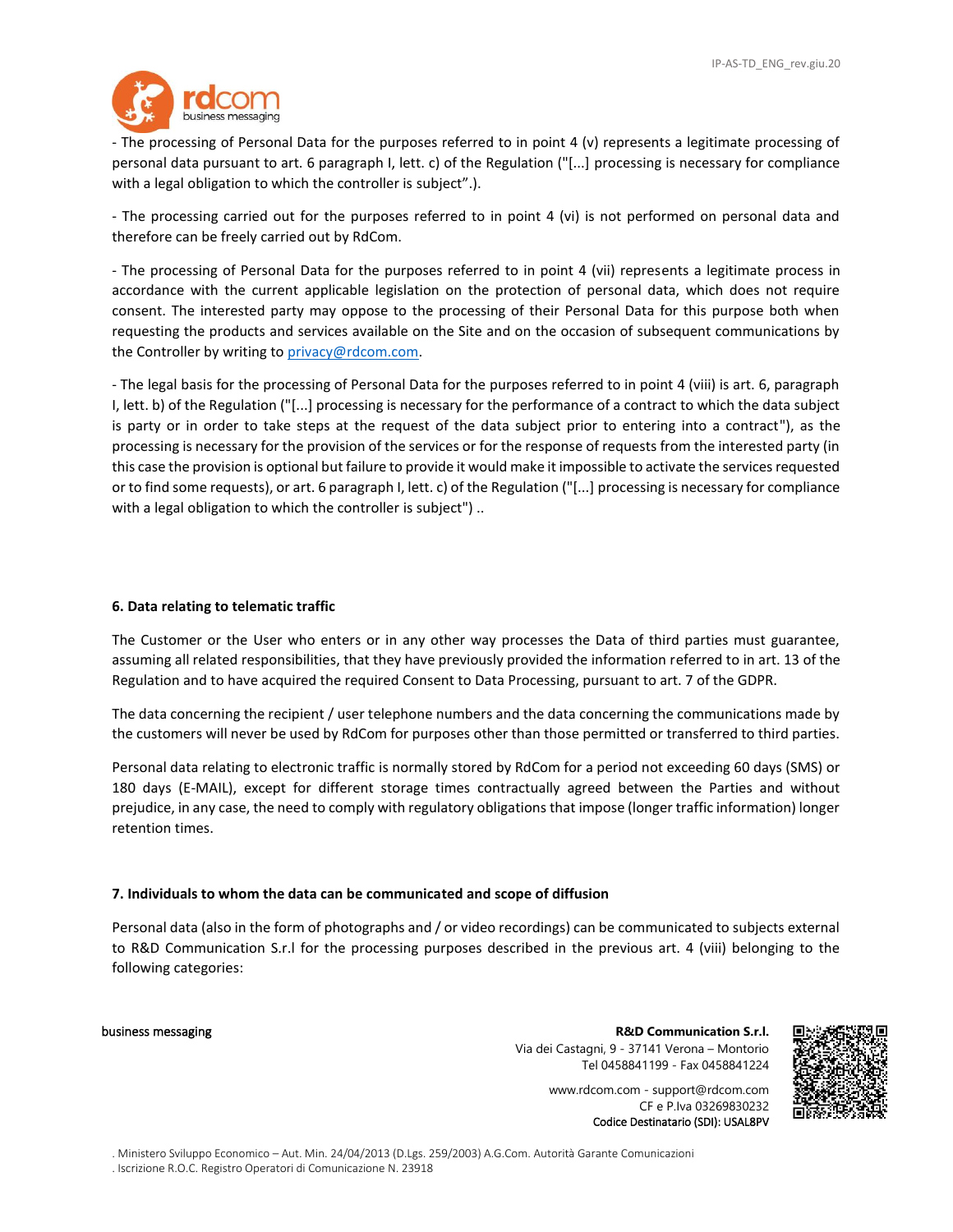- The processing of Personal Data for the purposes referred to in point 4 (v) represents a legitimate processing of personal data pursuant to art. 6 paragraph I, lett. c) of the Regulation ("[...] processing is necessary for compliance with a legal obligation to which the controller is subject".).

- The processing carried out for the purposes referred to in point 4 (vi) is not performed on personal data and therefore can be freely carried out by RdCom.

- The processing of Personal Data for the purposes referred to in point 4 (vii) represents a legitimate process in accordance with the current applicable legislation on the protection of personal data, which does not require consent. The interested party may oppose to the processing of their Personal Data for this purpose both when requesting the products and services available on the Site and on the occasion of subsequent communications by the Controller by writing to privacy@rdcom.com.

- The legal basis for the processing of Personal Data for the purposes referred to in point 4 (viii) is art. 6, paragraph I, lett. b) of the Regulation ("[...] processing is necessary for the performance of a contract to which the data subject is party or in order to take steps at the request of the data subject prior to entering into a contract"), as the processing is necessary for the provision of the services or for the response of requests from the interested party (in this case the provision is optional but failure to provide it would make it impossible to activate the services requested or to find some requests), or art. 6 paragraph I, lett. c) of the Regulation ("[...] processing is necessary for compliance with a legal obligation to which the controller is subject") ..

### 6. Data relating to telematic traffic

The Customer or the User who enters or in any other way processes the Data of third parties must guarantee, assuming all related responsibilities, that they have previously provided the information referred to in art. 13 of the Regulation and to have acquired the required Consent to Data Processing, pursuant to art. 7 of the GDPR.

The data concerning the recipient / user telephone numbers and the data concerning the communications made by the customers will never be used by RdCom for purposes other than those permitted or transferred to third parties.

Personal data relating to electronic traffic is normally stored by RdCom for a period not exceeding 60 days (SMS) or 180 days (E-MAIL), except for different storage times contractually agreed between the Parties and without prejudice, in any case, the need to comply with regulatory obligations that impose (longer traffic information) longer retention times.

### 7. Individuals to whom the data can be communicated and scope of diffusion

Personal data (also in the form of photographs and / or video recordings) can be communicated to subjects external to R&D Communication S.r.l for the processing purposes described in the previous art. 4 (viii) belonging to the following categories: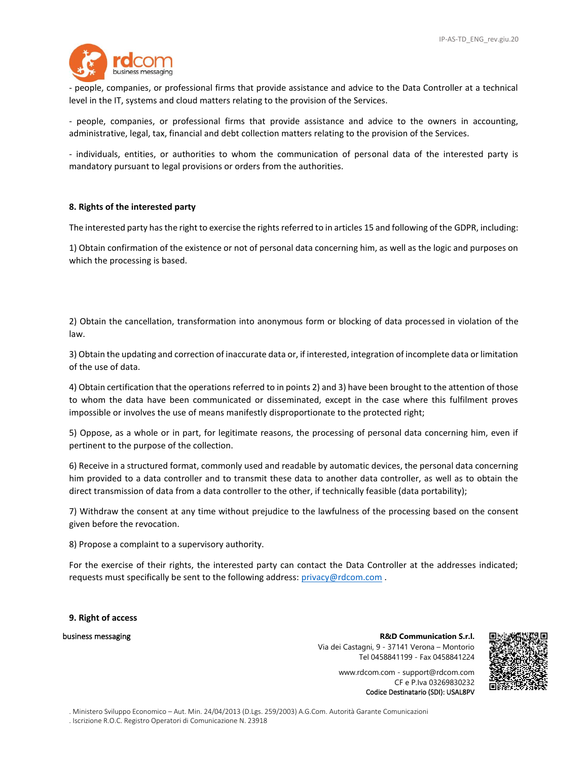- people, companies, or professional firms that provide assistance and advice to the Data Controller at a technical level in the IT, systems and cloud matters relating to the provision of the Services.

- people, companies, or professional firms that provide assistance and advice to the owners in accounting, administrative, legal, tax, financial and debt collection matters relating to the provision of the Services.

- individuals, entities, or authorities to whom the communication of personal data of the interested party is mandatory pursuant to legal provisions or orders from the authorities.

**8. Rights of the interested party**

The interested party has the right to exercise the rights referred to in articles 15 and following of the GDPR, including:

1) Obtain confirmation of the existence or not of personal data concerning him, as well as the logic and purposes on which the processing is based.

2) Obtain the cancellation, transformation into anonymous form or blocking of data processed in violation of the law.

3) Obtain the updating and correction of inaccurate data or, if interested, integration of incomplete data or limitation of the use of data.

4) Obtain certification that the operations referred to in points 2) and 3) have been brought to the attention of those to whom the data have been communicated or disseminated, except in the case where this fulfilment proves impossible or involves the use of means manifestly disproportionate to the protected right;

5) Oppose, as a whole or in part, for legitimate reasons, the processing of personal data concerning him, even if pertinent to the purpose of the collection.

6) Receive in a structured format, commonly used and readable by automatic devices, the personal data concerning him provided to a data controller and to transmit these data to another data controller, as well as to obtain the direct transmission of data from a data controller to the other, if technically feasible (data portability);

7) Withdraw the consent at any time without prejudice to the lawfulness of the processing based on the consent given before the revocation.

8) Propose a complaint to a supervisory authority.

For the exercise of their rights, the interested party can contact the Data Controller at the addresses indicated; requests must specifically be sent to the following address: privacy@rdcom.com .

**9. Right of access**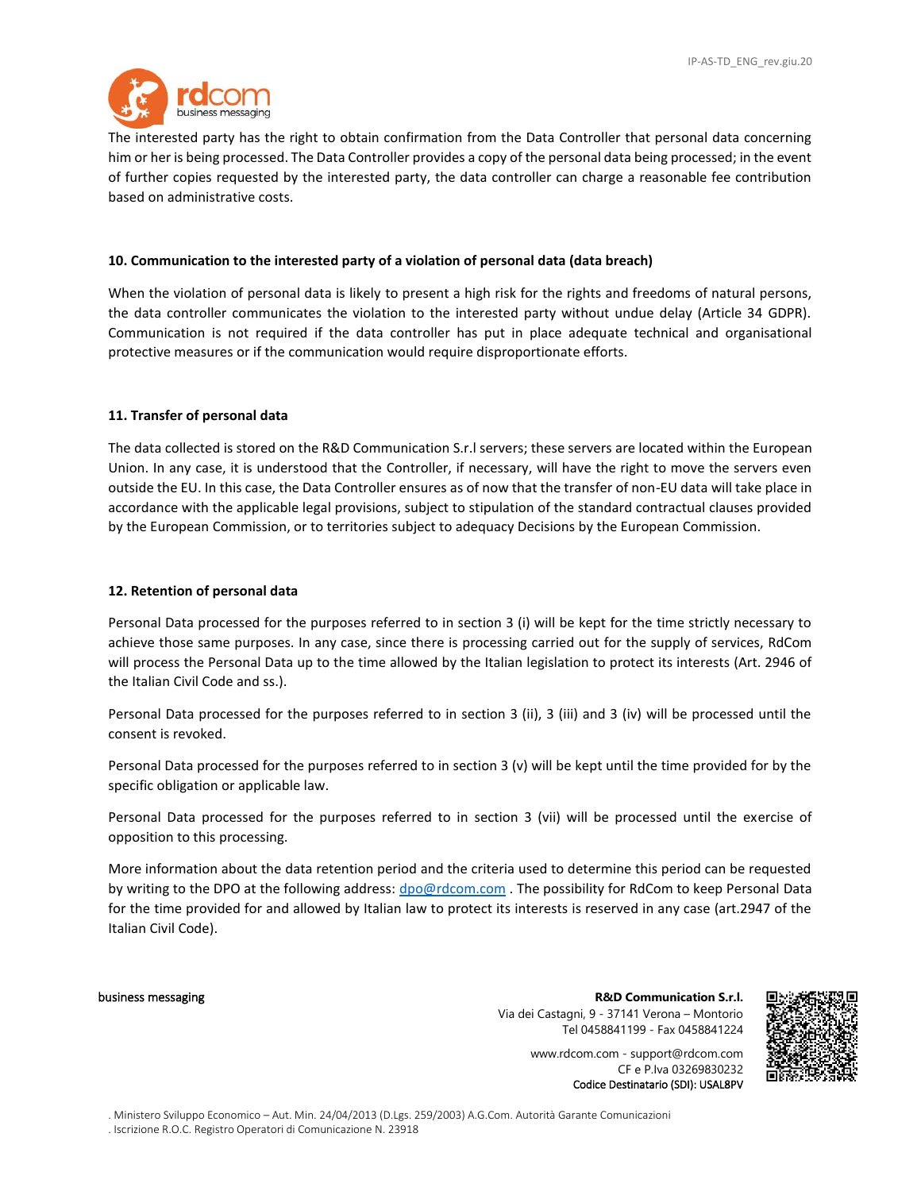The interested party has the right to obtain confirmation from the Data Controller that personal data concerning him or her is being processed. The Data Controller provides a copy of the personal data being processed; in the event of further copies requested by the interested party, the data controller can charge a reasonable fee contribution based on administrative costs.

### 10. Communication to the interested party of a violation of personal data (data breach)

When the violation of personal data is likely to present a high risk for the rights and freedoms of natural persons, the data controller communicates the violation to the interested party without undue delay (Article 34 GDPR). Communication is not required if the data controller has put in place adequate technical and organisational protective measures or if the communication would require disproportionate efforts.

### 11. Transfer of personal data

The data collected is stored on the R&D Communication S.r.l servers; these servers are located within the European Union. In any case, it is understood that the Controller, if necessary, will have the right to move the servers even outside the EU. In this case, the Data Controller ensures as of now that the transfer of non-EU data will take place in accordance with the applicable legal provisions, subject to stipulation of the standard contractual clauses provided by the European Commission, or to territories subject to adequacy Decisions by the European Commission.

### 12. Retention of personal data

Personal Data processed for the purposes referred to in section 3 (i) will be kept for the time strictly necessary to achieve those same purposes. In any case, since there is processing carried out for the supply of services, RdCom will process the Personal Data up to the time allowed by the Italian legislation to protect its interests (Art. 2946 of the Italian Civil Code and ss.).

Personal Data processed for the purposes referred to in section 3 (ii), 3 (iii) and 3 (iv) will be processed until the consent is revoked.

Personal Data processed for the purposes referred to in section 3 (v) will be kept until the time provided for by the specific obligation or applicable law.

Personal Data processed for the purposes referred to in section 3 (vii) will be processed until the exercise of opposition to this processing.

More information about the data retention period and the criteria used to determine this period can be requested by writing to the DPO at the following address: dpo@rdcom.com . The possibility for RdCom to keep Personal Data for the time provided for and allowed by Italian law to protect its interests is reserved in any case (art.2947 of the Italian Civil Code).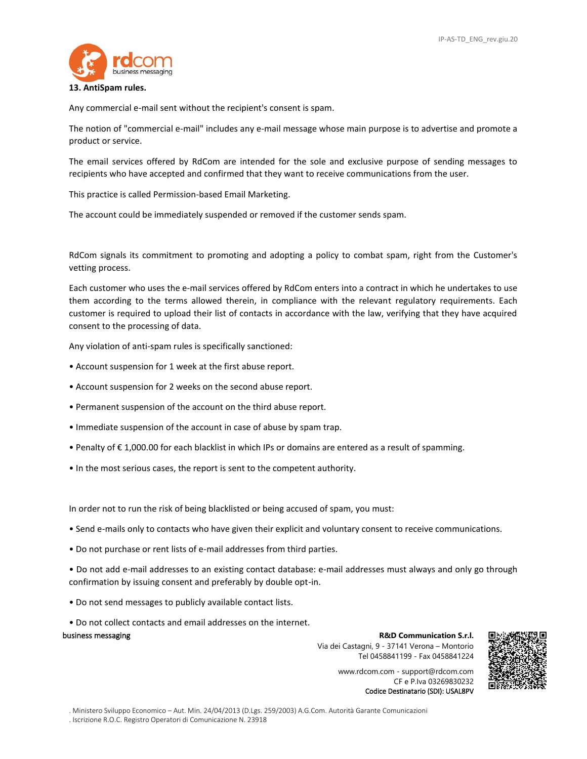## 13. AntiSpam rules.

Any commercial e-mail sent without the recipient's consent is spam.

The notion of "commercial e-mail" includes any e-mail message whose main purpose is to advertise and promote a product or service.

The email services offered by RdCom are intended for the sole and exclusive purpose of sending messages to recipients who have accepted and confirmed that they want to receive communications from the user.

This practice is called Permission-based Email Marketing.

The account could be immediately suspended or removed if the customer sends spam.

RdCom signals its commitment to promoting and adopting a policy to combat spam, right from the Customer's vetting process.

Each customer who uses the e-mail services offered by RdCom enters into a contract in which he undertakes to use them according to the terms allowed therein, in compliance with the relevant regulatory requirements. Each customer is required to upload their list of contacts in accordance with the law, verifying that they have acquired consent to the processing of data.

Any violation of anti-spam rules is specifically sanctioned:

- Account suspension for 1 week at the first abuse report.
- Account suspension for 2 weeks on the second abuse report.
- Permanent suspension of the account on the third abuse report.
- Immediate suspension of the account in case of abuse by spam trap.
- Penalty of € 1,000.00 for each blacklist in which IPs or domains are entered as a result of spamming.
- In the most serious cases, the report is sent to the competent authority.

In order not to run the risk of being blacklisted or being accused of spam, you must:

- Send e-mails only to contacts who have given their explicit and voluntary consent to receive communications.
- Do not purchase or rent lists of e-mail addresses from third parties.
- Do not add e-mail addresses to an existing contact database: e-mail addresses must always and only go through confirmation by issuing consent and preferably by double opt-in.
- Do not send messages to publicly available contact lists.
- Do not collect contacts and email addresses on the internet.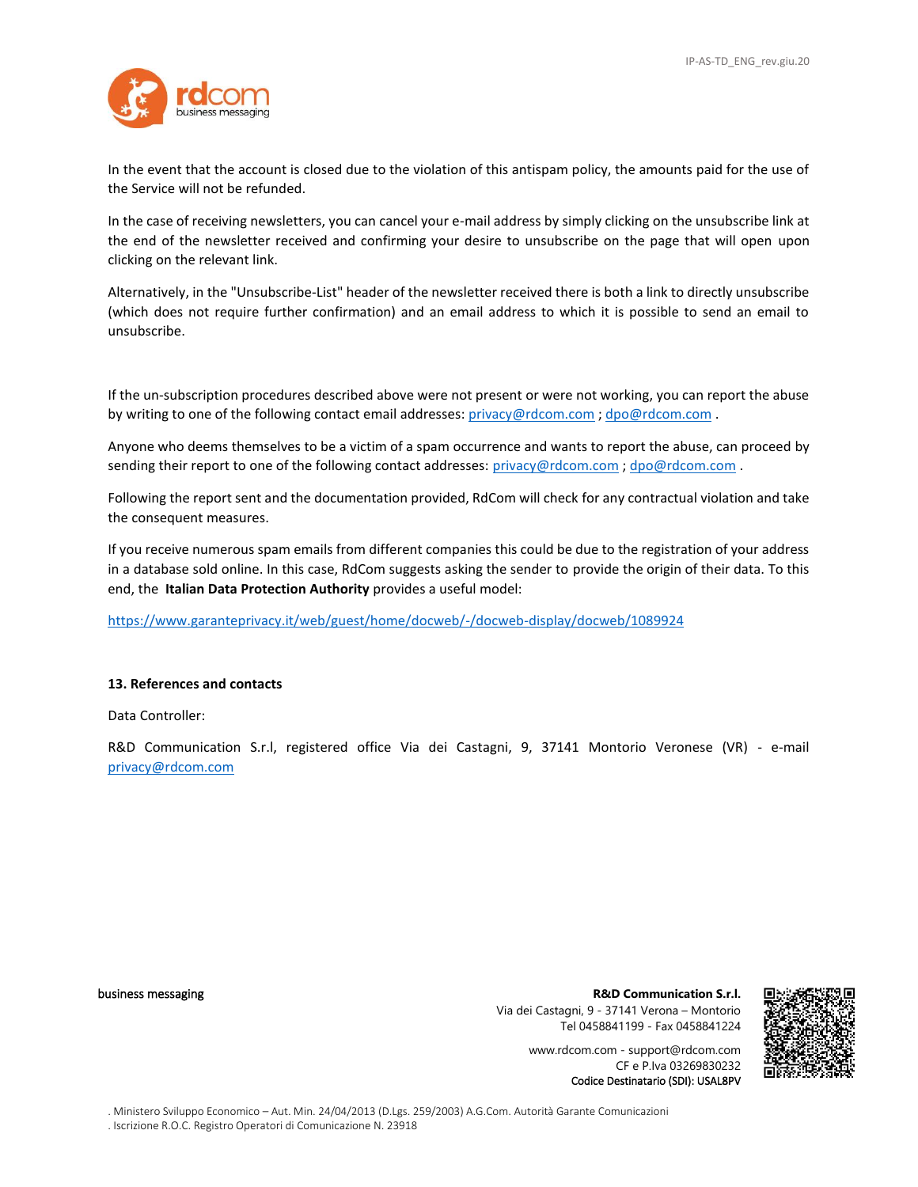In the event that the account is closed due to the violation of this antispam policy, the amounts paid for the use of the Service will not be refunded.

In the case of receiving newsletters, you can cancel your e-mail address by simply clicking on the unsubscribe link at the end of the newsletter received and confirming your desire to unsubscribe on the page that will open upon clicking on the relevant link.

Alternatively, in the "Unsubscribe-List" header of the newsletter received there is both a link to directly unsubscribe (which does not require further confirmation) and an email address to which it is possible to send an email to unsubscribe.

If the un-subscription procedures described above were not present or were not working, you can report the abuse by writing to one of the following contact email addresses: privacy@rdcom.com ; dpo@rdcom.com .

Anyone who deems themselves to be a victim of a spam occurrence and wants to report the abuse, can proceed by sending their report to one of the following contact addresses: privacy@rdcom.com ; dpo@rdcom.com .

Following the report sent and the documentation provided, RdCom will check for any contractual violation and take the consequent measures.

If you receive numerous spam emails from different companies this could be due to the registration of your address in a database sold online. In this case, RdCom suggests asking the sender to provide the origin of their data. To this end, the **Italian Data Protection Authority** provides a useful model:

https://www.garanteprivacy.it/web/guest/home/docweb/-/docweb-display/docweb/1089924

**13. References and contacts**

Data Controller:

R&D Communication S.r.l, registered office Via dei Castagni, 9, 37141 Montorio Veronese (VR) - e-mail privacy@rdcom.com